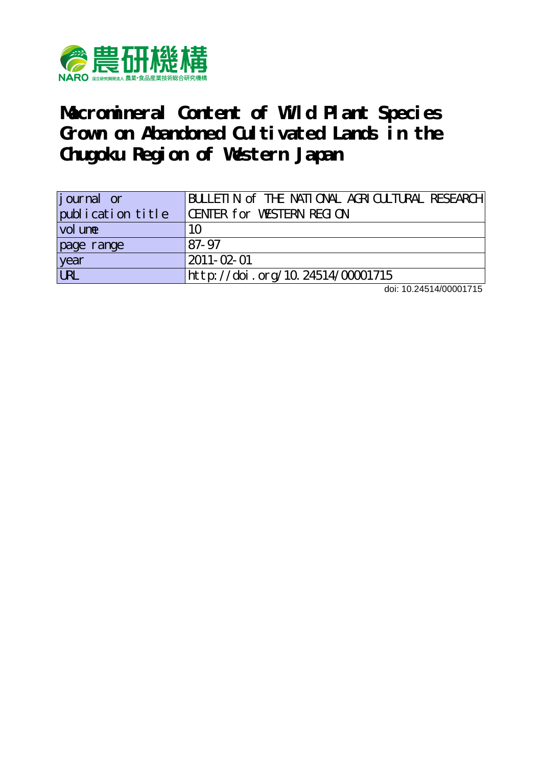農研機構

NARO 国立研究開発法人 農業・食品産業技術総合研究機構

# Macromineral Content of Wild Plant Species Grown on Abandoned Cultivated Lands in the Chugoku Region of Western Japan

| journal or publication title | BULLETIN of THE NATIONAL AGRICULTURAL RESEARCH CENTER for WESTERN REGION |
|---|---|
| volume | 10 |
| page range | 87-97 |
| year | 2011-02-01 |
| URL | http://doi.org/10.24514/00001715 |

doi: 10.24514/00001715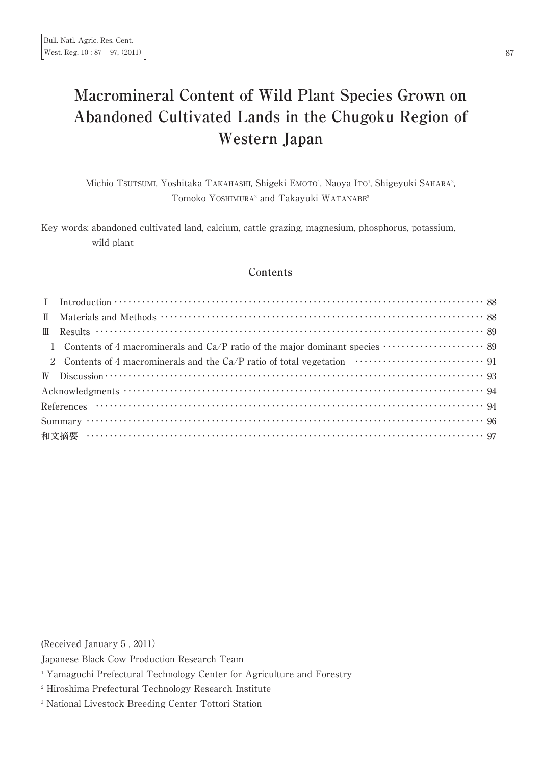# Macromineral Content of Wild Plant Species Grown on Abandoned Cultivated Lands in the Chugoku Region of Western Japan

Michio TSUTSUMI, Yoshitaka TAKAHASHI, Shigeki EMOTO[1], Naoya ITO[1], Shigeyuki SAHARA[2], Tomoko YOSHIMURA[2] and Takayuki WATANABE[3]

Key words: abandoned cultivated land, calcium, cattle grazing, magnesium, phosphorus, potassium, wild plant

## Contents

Ⅰ Introduction ……… 88

Ⅱ Materials and Methods ……… 88

Ⅲ Results ……… 89

1 Contents of 4 macrominerals and Ca/P ratio of the major dominant species ……… 89

2 Contents of 4 macrominerals and the Ca/P ratio of total vegetation ……… 91

Ⅳ Discussion ……… 93

Acknowledgments ……… 94

References ……… 94

Summary ……… 96

和文摘要 ……… 97

---

(Received January 5 , 2011)

Japanese Black Cow Production Research Team

[1] Yamaguchi Prefectural Technology Center for Agriculture and Forestry

[2] Hiroshima Prefectural Technology Research Institute

[3] National Livestock Breeding Center Tottori Station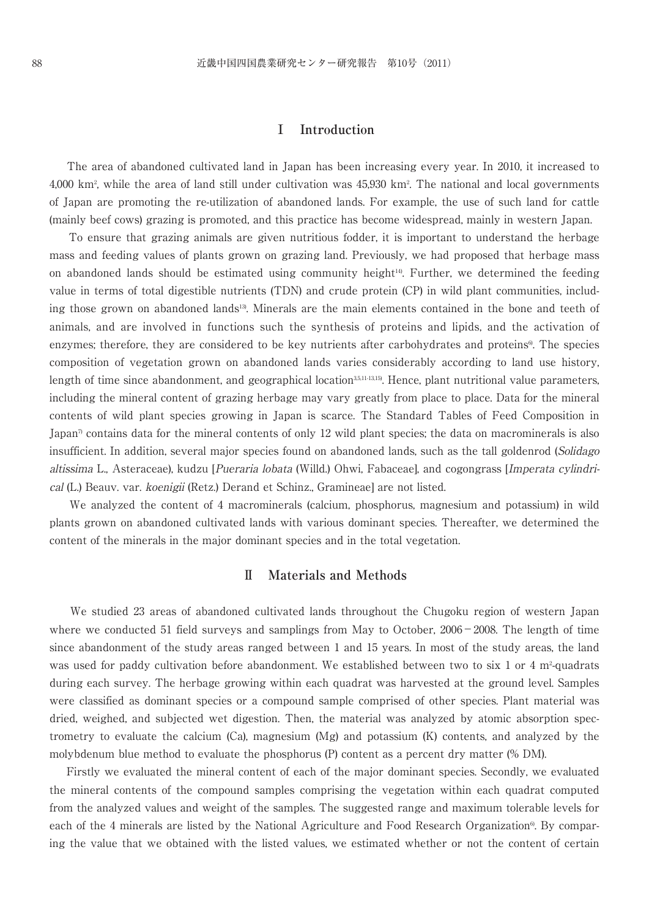## Ⅰ Introduction

The area of abandoned cultivated land in Japan has been increasing every year. In 2010, it increased to 4,000 $km^2$, while the area of land still under cultivation was 45,930 $km^2$. The national and local governments of Japan are promoting the re-utilization of abandoned lands. For example, the use of such land for cattle (mainly beef cows) grazing is promoted, and this practice has become widespread, mainly in western Japan.

To ensure that grazing animals are given nutritious fodder, it is important to understand the herbage mass and feeding values of plants grown on grazing land. Previously, we had proposed that herbage mass on abandoned lands should be estimated using community height[14]. Further, we determined the feeding value in terms of total digestible nutrients (TDN) and crude protein (CP) in wild plant communities, including those grown on abandoned lands[13]. Minerals are the main elements contained in the bone and teeth of animals, and are involved in functions such the synthesis of proteins and lipids, and the activation of enzymes; therefore, they are considered to be key nutrients after carbohydrates and proteins[6]. The species composition of vegetation grown on abandoned lands varies considerably according to land use history, length of time since abandonment, and geographical location[3,5,11-13,15]. Hence, plant nutritional value parameters, including the mineral content of grazing herbage may vary greatly from place to place. Data for the mineral contents of wild plant species growing in Japan is scarce. The Standard Tables of Feed Composition in Japan[7] contains data for the mineral contents of only 12 wild plant species; the data on macrominerals is also insufficient. In addition, several major species found on abandoned lands, such as the tall goldenrod (*Solidago altissima* L., Asteraceae), kudzu [*Pueraria lobata* (Willd.) Ohwi, Fabaceae], and cogongrass [*Imperata cylindrical* (L.) Beauv. var. *koenigii* (Retz.) Derand et Schinz., Gramineae] are not listed.

We analyzed the content of 4 macrominerals (calcium, phosphorus, magnesium and potassium) in wild plants grown on abandoned cultivated lands with various dominant species. Thereafter, we determined the content of the minerals in the major dominant species and in the total vegetation.

## Ⅱ Materials and Methods

We studied 23 areas of abandoned cultivated lands throughout the Chugoku region of western Japan where we conducted 51 field surveys and samplings from May to October, 2006－2008. The length of time since abandonment of the study areas ranged between 1 and 15 years. In most of the study areas, the land was used for paddy cultivation before abandonment. We established between two to six 1 or 4 $m^2$-quadrats during each survey. The herbage growing within each quadrat was harvested at the ground level. Samples were classified as dominant species or a compound sample comprised of other species. Plant material was dried, weighed, and subjected wet digestion. Then, the material was analyzed by atomic absorption spectrometry to evaluate the calcium (Ca), magnesium (Mg) and potassium (K) contents, and analyzed by the molybdenum blue method to evaluate the phosphorus (P) content as a percent dry matter (% DM).

Firstly we evaluated the mineral content of each of the major dominant species. Secondly, we evaluated the mineral contents of the compound samples comprising the vegetation within each quadrat computed from the analyzed values and weight of the samples. The suggested range and maximum tolerable levels for each of the 4 minerals are listed by the National Agriculture and Food Research Organization[6]. By comparing the value that we obtained with the listed values, we estimated whether or not the content of certain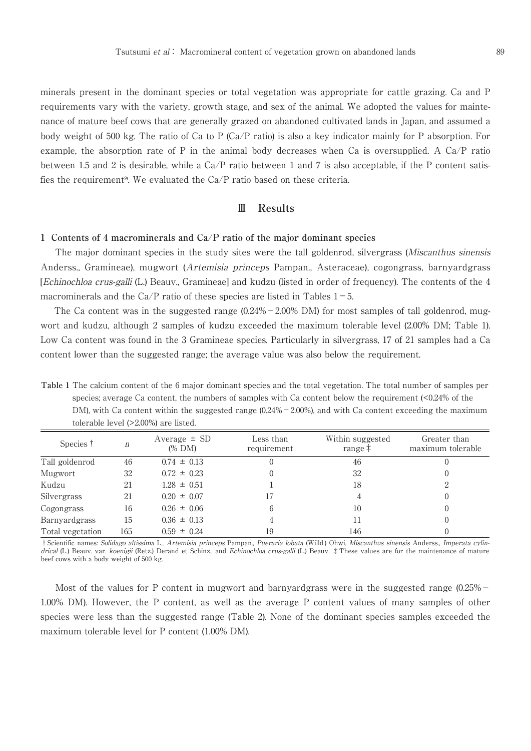minerals present in the dominant species or total vegetation was appropriate for cattle grazing. Ca and P requirements vary with the variety, growth stage, and sex of the animal. We adopted the values for maintenance of mature beef cows that are generally grazed on abandoned cultivated lands in Japan, and assumed a body weight of 500 kg. The ratio of Ca to P (Ca/P ratio) is also a key indicator mainly for P absorption. For example, the absorption rate of P in the animal body decreases when Ca is oversupplied. A Ca/P ratio between 1.5 and 2 is desirable, while a Ca/P ratio between 1 and 7 is also acceptable, if the P content satisfies the requirement[9]. We evaluated the Ca/P ratio based on these criteria.

## Ⅲ Results

### 1 Contents of 4 macrominerals and Ca/P ratio of the major dominant species

The major dominant species in the study sites were the tall goldenrod, silvergrass (*Miscanthus sinensis* Anderss., Gramineae), mugwort (*Artemisia princeps* Pampan., Asteraceae), cogongrass, barnyardgrass [*Echinochloa crus-galli* (L.) Beauv., Gramineae] and kudzu (listed in order of frequency). The contents of the 4 macrominerals and the Ca/P ratio of these species are listed in Tables 1−5.

The Ca content was in the suggested range (0.24%−2.00% DM) for most samples of tall goldenrod, mugwort and kudzu, although 2 samples of kudzu exceeded the maximum tolerable level (2.00% DM; Table 1). Low Ca content was found in the 3 Gramineae species. Particularly in silvergrass, 17 of 21 samples had a Ca content lower than the suggested range; the average value was also below the requirement.

**Table 1** The calcium content of the 6 major dominant species and the total vegetation. The total number of samples per species; average Ca content, the numbers of samples with Ca content below the requirement (<0.24% of the DM), with Ca content within the suggested range (0.24%−2.00%), and with Ca content exceeding the maximum tolerable level (>2.00%) are listed.

| Species † | $n$ | Average ± SD (% DM) | Less than requirement | Within suggested range ‡ | Greater than maximum tolerable |
|---|---|---|---|---|---|
| Tall goldenrod | 46 | 0.74 ± 0.13 | 0 | 46 | 0 |
| Mugwort | 32 | 0.72 ± 0.23 | 0 | 32 | 0 |
| Kudzu | 21 | 1.28 ± 0.51 | 1 | 18 | 2 |
| Silvergrass | 21 | 0.20 ± 0.07 | 17 | 4 | 0 |
| Cogongrass | 16 | 0.26 ± 0.06 | 6 | 10 | 0 |
| Barnyardgrass | 15 | 0.36 ± 0.13 | 4 | 11 | 0 |
| Total vegetation | 165 | 0.59 ± 0.24 | 19 | 146 | 0 |

† Scientific names: *Solidago altissima* L., *Artemisia princeps* Pampan., *Pueraria lobata* (Willd.) Ohwi, *Miscanthus sinensis* Anderss., *Imperata cylindrical* (L.) Beauv. var. *koenigii* (Retz.) Derand et Schinz., and *Echinochloa crus-galli* (L.) Beauv. ‡ These values are for the maintenance of mature beef cows with a body weight of 500 kg.

Most of the values for P content in mugwort and barnyardgrass were in the suggested range (0.25%−1.00% DM). However, the P content, as well as the average P content values of many samples of other species were less than the suggested range (Table 2). None of the dominant species samples exceeded the maximum tolerable level for P content (1.00% DM).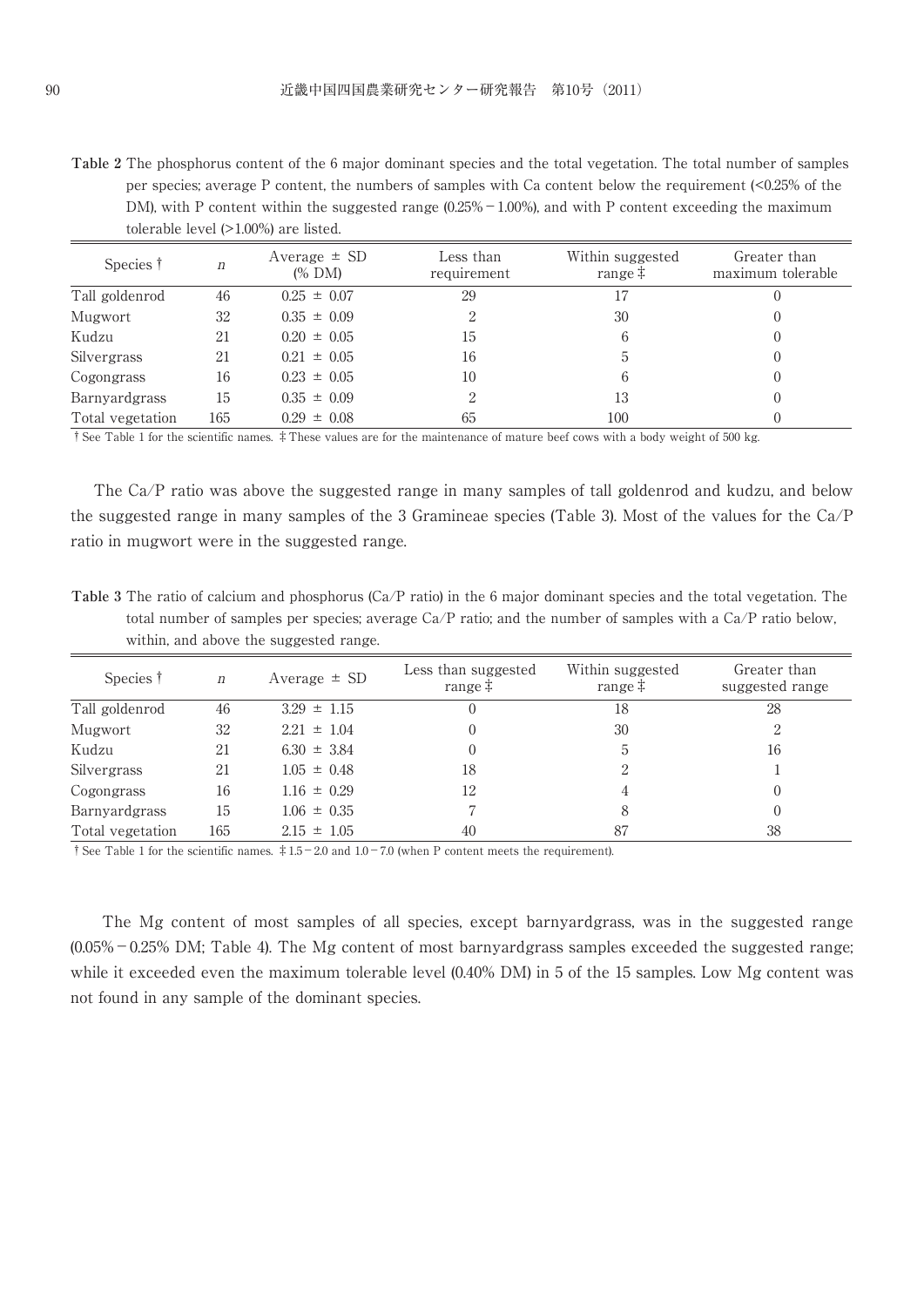**Table 2** The phosphorus content of the 6 major dominant species and the total vegetation. The total number of samples per species; average P content, the numbers of samples with Ca content below the requirement (<0.25% of the DM), with P content within the suggested range (0.25%－1.00%), and with P content exceeding the maximum tolerable level (>1.00%) are listed.

| Species † | $n$ | Average ± SD (% DM) | Less than requirement | Within suggested range ‡ | Greater than maximum tolerable |
|---|---|---|---|---|---|
| Tall goldenrod | 46 | 0.25 ± 0.07 | 29 | 17 | 0 |
| Mugwort | 32 | 0.35 ± 0.09 | 2 | 30 | 0 |
| Kudzu | 21 | 0.20 ± 0.05 | 15 | 6 | 0 |
| Silvergrass | 21 | 0.21 ± 0.05 | 16 | 5 | 0 |
| Cogongrass | 16 | 0.23 ± 0.05 | 10 | 6 | 0 |
| Barnyardgrass | 15 | 0.35 ± 0.09 | 2 | 13 | 0 |
| Total vegetation | 165 | 0.29 ± 0.08 | 65 | 100 | 0 |

† See Table 1 for the scientific names. ‡ These values are for the maintenance of mature beef cows with a body weight of 500 kg.

The Ca/P ratio was above the suggested range in many samples of tall goldenrod and kudzu, and below the suggested range in many samples of the 3 Gramineae species (Table 3). Most of the values for the Ca/P ratio in mugwort were in the suggested range.

**Table 3** The ratio of calcium and phosphorus (Ca/P ratio) in the 6 major dominant species and the total vegetation. The total number of samples per species; average Ca/P ratio; and the number of samples with a Ca/P ratio below, within, and above the suggested range.

| Species † | $n$ | Average ± SD | Less than suggested range ‡ | Within suggested range ‡ | Greater than suggested range |
|---|---|---|---|---|---|
| Tall goldenrod | 46 | 3.29 ± 1.15 | 0 | 18 | 28 |
| Mugwort | 32 | 2.21 ± 1.04 | 0 | 30 | 2 |
| Kudzu | 21 | 6.30 ± 3.84 | 0 | 5 | 16 |
| Silvergrass | 21 | 1.05 ± 0.48 | 18 | 2 | 1 |
| Cogongrass | 16 | 1.16 ± 0.29 | 12 | 4 | 0 |
| Barnyardgrass | 15 | 1.06 ± 0.35 | 7 | 8 | 0 |
| Total vegetation | 165 | 2.15 ± 1.05 | 40 | 87 | 38 |

† See Table 1 for the scientific names. ‡ 1.5－2.0 and 1.0－7.0 (when P content meets the requirement).

The Mg content of most samples of all species, except barnyardgrass, was in the suggested range (0.05%－0.25% DM; Table 4). The Mg content of most barnyardgrass samples exceeded the suggested range; while it exceeded even the maximum tolerable level (0.40% DM) in 5 of the 15 samples. Low Mg content was not found in any sample of the dominant species.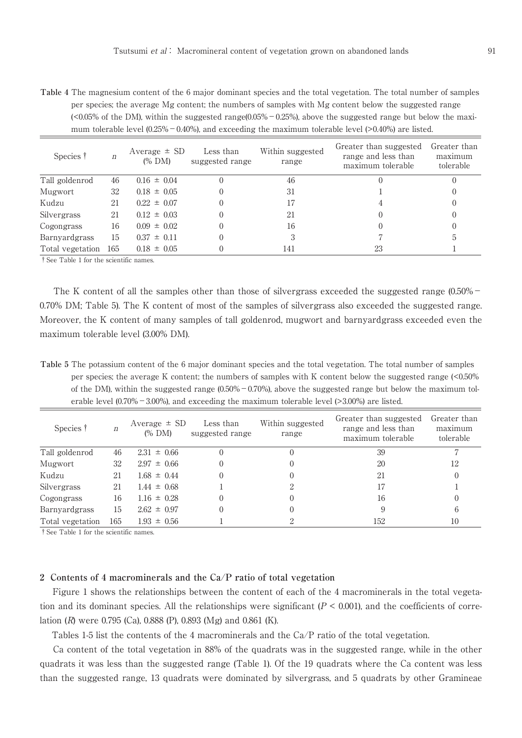**Table 4** The magnesium content of the 6 major dominant species and the total vegetation. The total number of samples per species; the average Mg content; the numbers of samples with Mg content below the suggested range (<0.05% of the DM), within the suggested range(0.05% − 0.25%), above the suggested range but below the maximum tolerable level (0.25% − 0.40%), and exceeding the maximum tolerable level (>0.40%) are listed.

| Species † | $n$ | Average ± SD (% DM) | Less than suggested range | Within suggested range | Greater than suggested range and less than maximum tolerable | Greater than maximum tolerable |
|---|---|---|---|---|---|---|
| Tall goldenrod | 46 | 0.16 ± 0.04 | 0 | 46 | 0 | 0 |
| Mugwort | 32 | 0.18 ± 0.05 | 0 | 31 | 1 | 0 |
| Kudzu | 21 | 0.22 ± 0.07 | 0 | 17 | 4 | 0 |
| Silvergrass | 21 | 0.12 ± 0.03 | 0 | 21 | 0 | 0 |
| Cogongrass | 16 | 0.09 ± 0.02 | 0 | 16 | 0 | 0 |
| Barnyardgrass | 15 | 0.37 ± 0.11 | 0 | 3 | 7 | 5 |
| Total vegetation | 165 | 0.18 ± 0.05 | 0 | 141 | 23 | 1 |

† See Table 1 for the scientific names.

The K content of all the samples other than those of silvergrass exceeded the suggested range (0.50% − 0.70% DM; Table 5). The K content of most of the samples of silvergrass also exceeded the suggested range. Moreover, the K content of many samples of tall goldenrod, mugwort and barnyardgrass exceeded even the maximum tolerable level (3.00% DM).

**Table 5** The potassium content of the 6 major dominant species and the total vegetation. The total number of samples per species; the average K content; the numbers of samples with K content below the suggested range (<0.50% of the DM), within the suggested range (0.50% − 0.70%), above the suggested range but below the maximum tolerable level (0.70% − 3.00%), and exceeding the maximum tolerable level (>3.00%) are listed.

| Species † | $n$ | Average ± SD (% DM) | Less than suggested range | Within suggested range | Greater than suggested range and less than maximum tolerable | Greater than maximum tolerable |
|---|---|---|---|---|---|---|
| Tall goldenrod | 46 | 2.31 ± 0.66 | 0 | 0 | 39 | 7 |
| Mugwort | 32 | 2.97 ± 0.66 | 0 | 0 | 20 | 12 |
| Kudzu | 21 | 1.68 ± 0.44 | 0 | 0 | 21 | 0 |
| Silvergrass | 21 | 1.44 ± 0.68 | 1 | 2 | 17 | 1 |
| Cogongrass | 16 | 1.16 ± 0.28 | 0 | 0 | 16 | 0 |
| Barnyardgrass | 15 | 2.62 ± 0.97 | 0 | 0 | 9 | 6 |
| Total vegetation | 165 | 1.93 ± 0.56 | 1 | 2 | 152 | 10 |

† See Table 1 for the scientific names.

## 2 Contents of 4 macrominerals and the Ca/P ratio of total vegetation

Figure 1 shows the relationships between the content of each of the 4 macrominerals in the total vegetation and its dominant species. All the relationships were significant ($P < 0.001$), and the coefficients of correlation ($R$) were 0.795 (Ca), 0.888 (P), 0.893 (Mg) and 0.861 (K).

Tables 1-5 list the contents of the 4 macrominerals and the Ca/P ratio of the total vegetation.

Ca content of the total vegetation in 88% of the quadrats was in the suggested range, while in the other quadrats it was less than the suggested range (Table 1). Of the 19 quadrats where the Ca content was less than the suggested range, 13 quadrats were dominated by silvergrass, and 5 quadrats by other Gramineae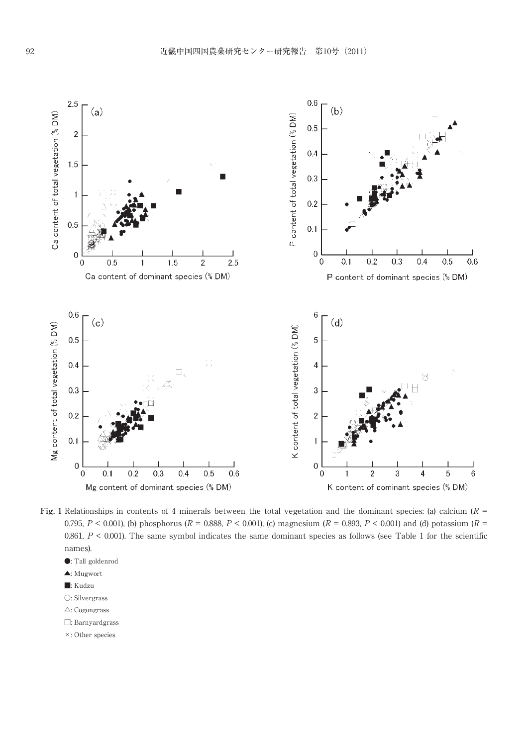**Fig. 1** Relationships in contents of 4 minerals between the total vegetation and the dominant species: (a) calcium ($R$ = 0.795, $P$ < 0.001), (b) phosphorus ($R$ = 0.888, $P$ < 0.001), (c) magnesium ($R$ = 0.893, $P$ < 0.001) and (d) potassium ($R$ = 0.861, $P$ < 0.001). The same symbol indicates the same dominant species as follows (see Table 1 for the scientific names).

●: Tall goldenrod

▲: Mugwort

■: Kudzu

○: Silvergrass

△: Cogongrass

□: Barnyardgrass

×: Other species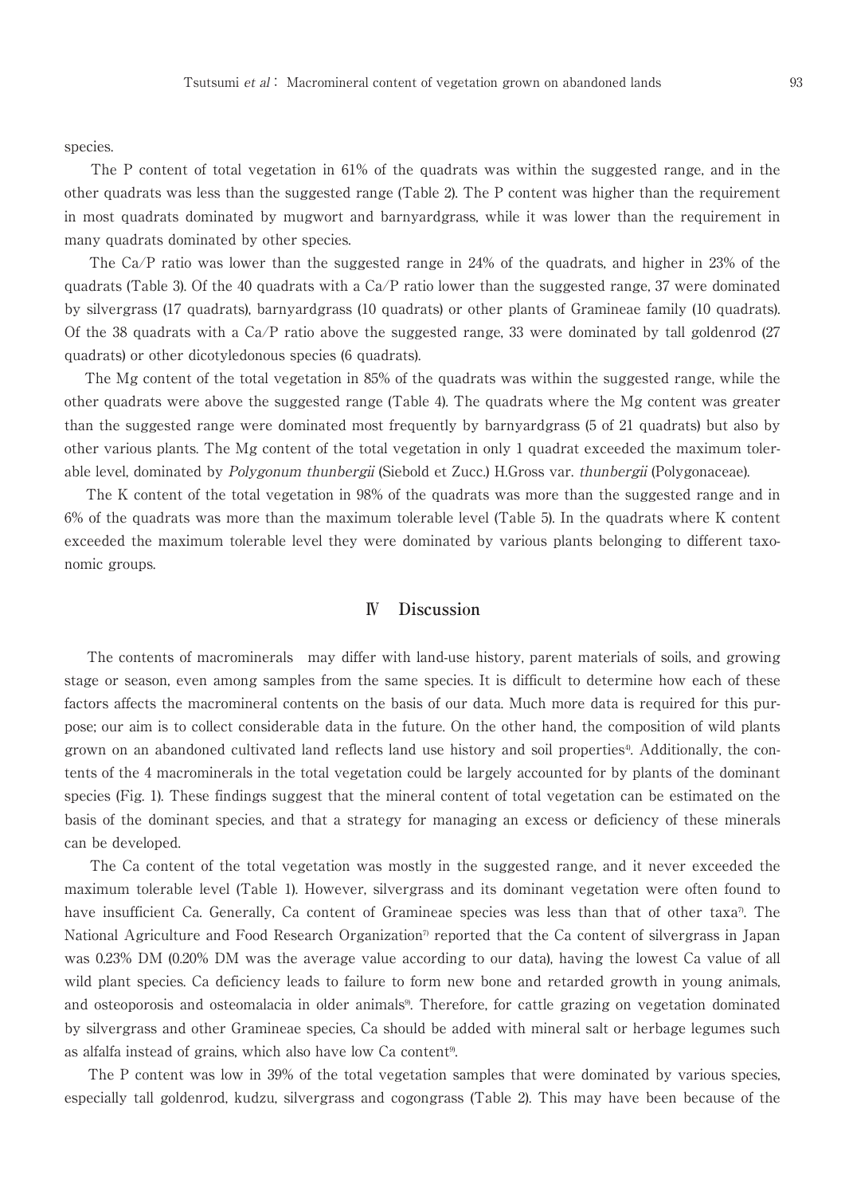species.

The P content of total vegetation in 61% of the quadrats was within the suggested range, and in the other quadrats was less than the suggested range (Table 2). The P content was higher than the requirement in most quadrats dominated by mugwort and barnyardgrass, while it was lower than the requirement in many quadrats dominated by other species.

The Ca/P ratio was lower than the suggested range in 24% of the quadrats, and higher in 23% of the quadrats (Table 3). Of the 40 quadrats with a Ca/P ratio lower than the suggested range, 37 were dominated by silvergrass (17 quadrats), barnyardgrass (10 quadrats) or other plants of Gramineae family (10 quadrats). Of the 38 quadrats with a Ca/P ratio above the suggested range, 33 were dominated by tall goldenrod (27 quadrats) or other dicotyledonous species (6 quadrats).

The Mg content of the total vegetation in 85% of the quadrats was within the suggested range, while the other quadrats were above the suggested range (Table 4). The quadrats where the Mg content was greater than the suggested range were dominated most frequently by barnyardgrass (5 of 21 quadrats) but also by other various plants. The Mg content of the total vegetation in only 1 quadrat exceeded the maximum tolerable level, dominated by *Polygonum thunbergii* (Siebold et Zucc.) H.Gross var. *thunbergii* (Polygonaceae).

The K content of the total vegetation in 98% of the quadrats was more than the suggested range and in 6% of the quadrats was more than the maximum tolerable level (Table 5). In the quadrats where K content exceeded the maximum tolerable level they were dominated by various plants belonging to different taxonomic groups.

## Ⅳ Discussion

The contents of macrominerals may differ with land-use history, parent materials of soils, and growing stage or season, even among samples from the same species. It is difficult to determine how each of these factors affects the macromineral contents on the basis of our data. Much more data is required for this purpose; our aim is to collect considerable data in the future. On the other hand, the composition of wild plants grown on an abandoned cultivated land reflects land use history and soil properties[4]. Additionally, the contents of the 4 macrominerals in the total vegetation could be largely accounted for by plants of the dominant species (Fig. 1). These findings suggest that the mineral content of total vegetation can be estimated on the basis of the dominant species, and that a strategy for managing an excess or deficiency of these minerals can be developed.

The Ca content of the total vegetation was mostly in the suggested range, and it never exceeded the maximum tolerable level (Table 1). However, silvergrass and its dominant vegetation were often found to have insufficient Ca. Generally, Ca content of Gramineae species was less than that of other taxa[7]. The National Agriculture and Food Research Organization[7] reported that the Ca content of silvergrass in Japan was 0.23% DM (0.20% DM was the average value according to our data), having the lowest Ca value of all wild plant species. Ca deficiency leads to failure to form new bone and retarded growth in young animals, and osteoporosis and osteomalacia in older animals[9]. Therefore, for cattle grazing on vegetation dominated by silvergrass and other Gramineae species, Ca should be added with mineral salt or herbage legumes such as alfalfa instead of grains, which also have low Ca content[9].

The P content was low in 39% of the total vegetation samples that were dominated by various species, especially tall goldenrod, kudzu, silvergrass and cogongrass (Table 2). This may have been because of the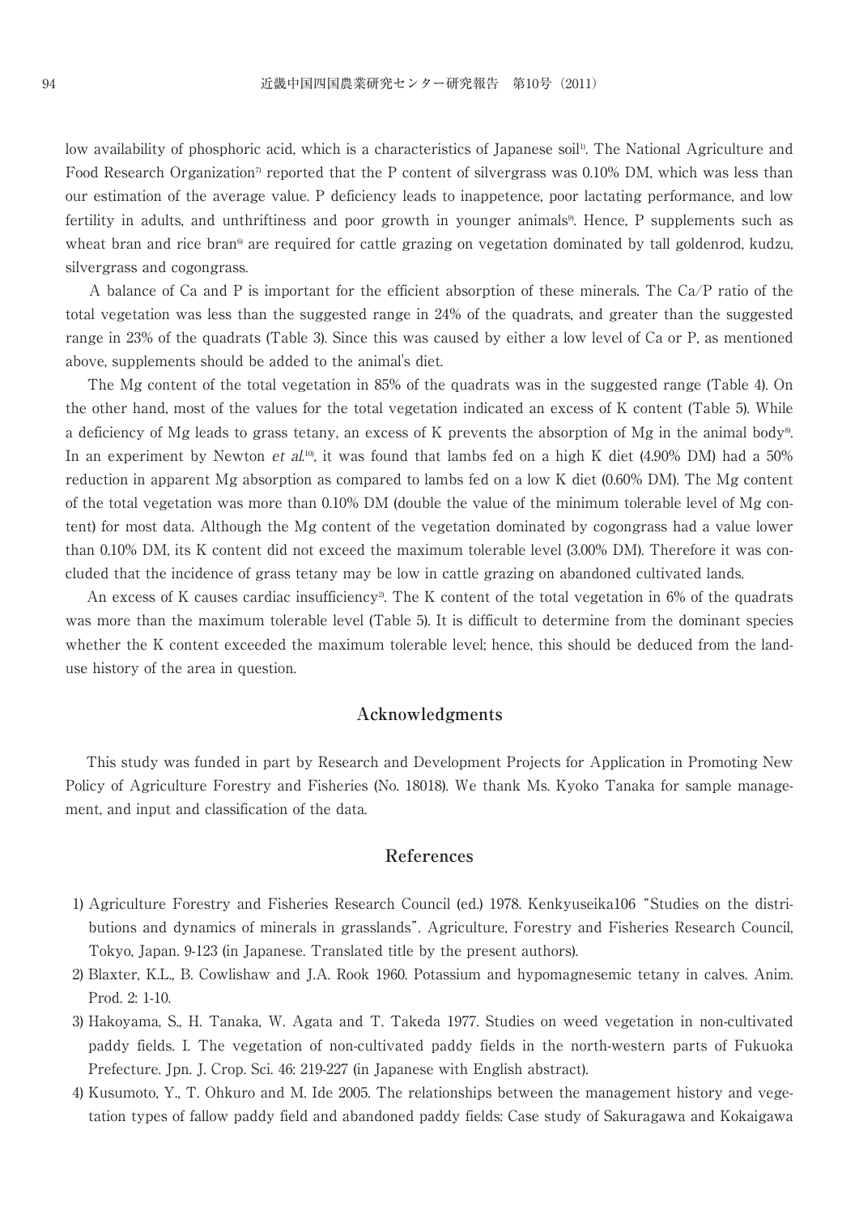low availability of phosphoric acid, which is a characteristics of Japanese soil[1]. The National Agriculture and Food Research Organization[7] reported that the P content of silvergrass was 0.10% DM, which was less than our estimation of the average value. P deficiency leads to inappetence, poor lactating performance, and low fertility in adults, and unthriftiness and poor growth in younger animals[9]. Hence, P supplements such as wheat bran and rice bran[6] are required for cattle grazing on vegetation dominated by tall goldenrod, kudzu, silvergrass and cogongrass.

A balance of Ca and P is important for the efficient absorption of these minerals. The Ca/P ratio of the total vegetation was less than the suggested range in 24% of the quadrats, and greater than the suggested range in 23% of the quadrats (Table 3). Since this was caused by either a low level of Ca or P, as mentioned above, supplements should be added to the animal's diet.

The Mg content of the total vegetation in 85% of the quadrats was in the suggested range (Table 4). On the other hand, most of the values for the total vegetation indicated an excess of K content (Table 5). While a deficiency of Mg leads to grass tetany, an excess of K prevents the absorption of Mg in the animal body[8]. In an experiment by Newton *et al.*[10], it was found that lambs fed on a high K diet (4.90% DM) had a 50% reduction in apparent Mg absorption as compared to lambs fed on a low K diet (0.60% DM). The Mg content of the total vegetation was more than 0.10% DM (double the value of the minimum tolerable level of Mg content) for most data. Although the Mg content of the vegetation dominated by cogongrass had a value lower than 0.10% DM, its K content did not exceed the maximum tolerable level (3.00% DM). Therefore it was concluded that the incidence of grass tetany may be low in cattle grazing on abandoned cultivated lands.

An excess of K causes cardiac insufficiency[2]. The K content of the total vegetation in 6% of the quadrats was more than the maximum tolerable level (Table 5). It is difficult to determine from the dominant species whether the K content exceeded the maximum tolerable level; hence, this should be deduced from the land-use history of the area in question.

## Acknowledgments

This study was funded in part by Research and Development Projects for Application in Promoting New Policy of Agriculture Forestry and Fisheries (No. 18018). We thank Ms. Kyoko Tanaka for sample management, and input and classification of the data.

## References

1) Agriculture Forestry and Fisheries Research Council (ed.) 1978. Kenkyuseika106 "Studies on the distributions and dynamics of minerals in grasslands". Agriculture, Forestry and Fisheries Research Council, Tokyo, Japan. 9-123 (in Japanese. Translated title by the present authors).

2) Blaxter, K.L., B. Cowlishaw and J.A. Rook 1960. Potassium and hypomagnesemic tetany in calves. Anim. Prod. 2: 1-10.

3) Hakoyama, S., H. Tanaka, W. Agata and T. Takeda 1977. Studies on weed vegetation in non-cultivated paddy fields. I. The vegetation of non-cultivated paddy fields in the north-western parts of Fukuoka Prefecture. Jpn. J. Crop. Sci. 46: 219-227 (in Japanese with English abstract).

4) Kusumoto, Y., T. Ohkuro and M. Ide 2005. The relationships between the management history and vegetation types of fallow paddy field and abandoned paddy fields: Case study of Sakuragawa and Kokaigawa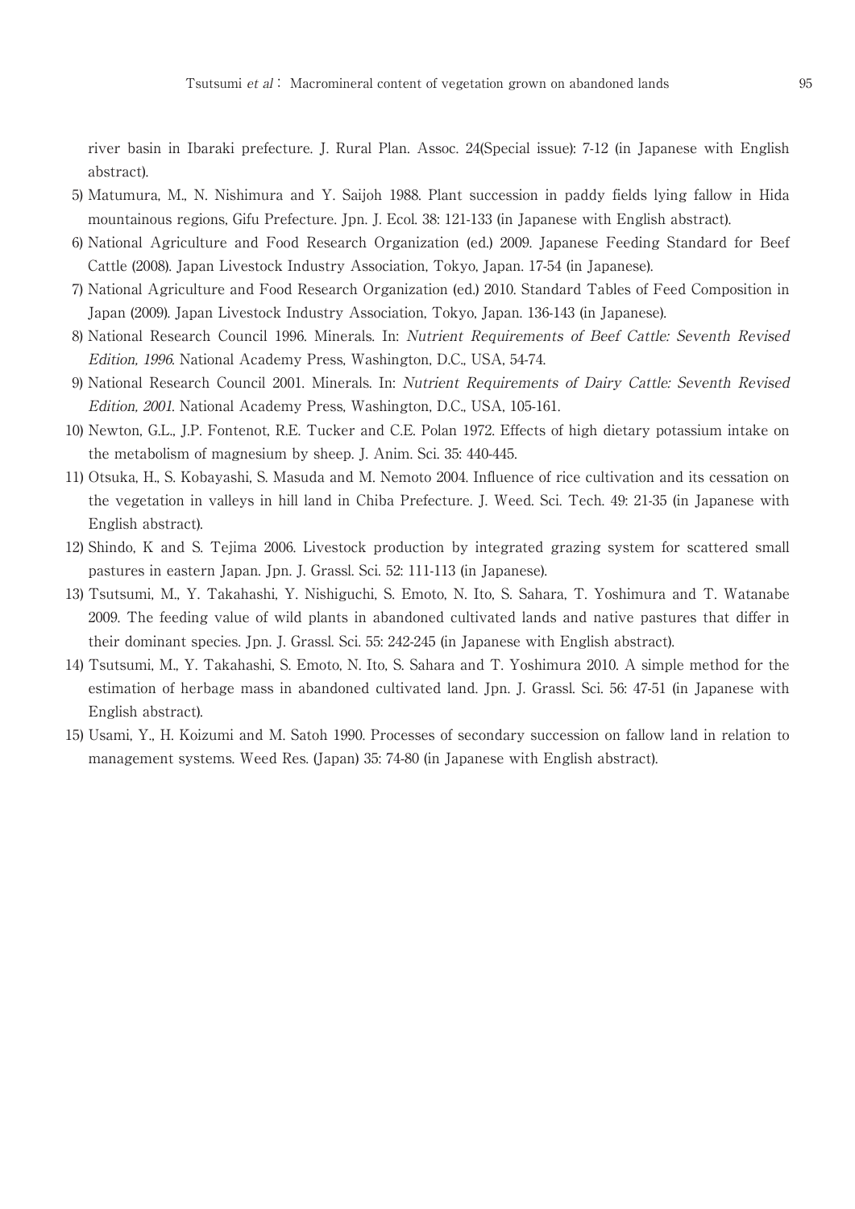river basin in Ibaraki prefecture. J. Rural Plan. Assoc. 24(Special issue): 7-12 (in Japanese with English abstract).

5) Matumura, M., N. Nishimura and Y. Saijoh 1988. Plant succession in paddy fields lying fallow in Hida mountainous regions, Gifu Prefecture. Jpn. J. Ecol. 38: 121-133 (in Japanese with English abstract).

6) National Agriculture and Food Research Organization (ed.) 2009. Japanese Feeding Standard for Beef Cattle (2008). Japan Livestock Industry Association, Tokyo, Japan. 17-54 (in Japanese).

7) National Agriculture and Food Research Organization (ed.) 2010. Standard Tables of Feed Composition in Japan (2009). Japan Livestock Industry Association, Tokyo, Japan. 136-143 (in Japanese).

8) National Research Council 1996. Minerals. In: *Nutrient Requirements of Beef Cattle: Seventh Revised Edition, 1996*. National Academy Press, Washington, D.C., USA, 54-74.

9) National Research Council 2001. Minerals. In: *Nutrient Requirements of Dairy Cattle: Seventh Revised Edition, 2001*. National Academy Press, Washington, D.C., USA, 105-161.

10) Newton, G.L., J.P. Fontenot, R.E. Tucker and C.E. Polan 1972. Effects of high dietary potassium intake on the metabolism of magnesium by sheep. J. Anim. Sci. 35: 440-445.

11) Otsuka, H., S. Kobayashi, S. Masuda and M. Nemoto 2004. Influence of rice cultivation and its cessation on the vegetation in valleys in hill land in Chiba Prefecture. J. Weed. Sci. Tech. 49: 21-35 (in Japanese with English abstract).

12) Shindo, K and S. Tejima 2006. Livestock production by integrated grazing system for scattered small pastures in eastern Japan. Jpn. J. Grassl. Sci. 52: 111-113 (in Japanese).

13) Tsutsumi, M., Y. Takahashi, Y. Nishiguchi, S. Emoto, N. Ito, S. Sahara, T. Yoshimura and T. Watanabe 2009. The feeding value of wild plants in abandoned cultivated lands and native pastures that differ in their dominant species. Jpn. J. Grassl. Sci. 55: 242-245 (in Japanese with English abstract).

14) Tsutsumi, M., Y. Takahashi, S. Emoto, N. Ito, S. Sahara and T. Yoshimura 2010. A simple method for the estimation of herbage mass in abandoned cultivated land. Jpn. J. Grassl. Sci. 56: 47-51 (in Japanese with English abstract).

15) Usami, Y., H. Koizumi and M. Satoh 1990. Processes of secondary succession on fallow land in relation to management systems. Weed Res. (Japan) 35: 74-80 (in Japanese with English abstract).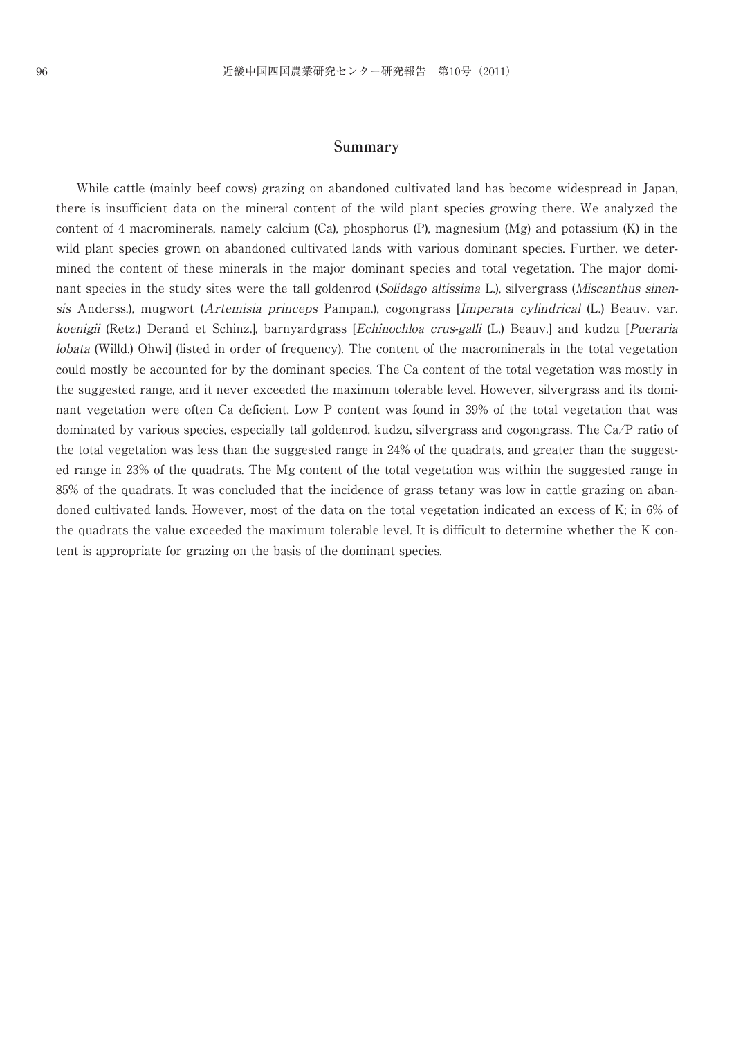## Summary

While cattle (mainly beef cows) grazing on abandoned cultivated land has become widespread in Japan, there is insufficient data on the mineral content of the wild plant species growing there. We analyzed the content of 4 macrominerals, namely calcium (Ca), phosphorus (P), magnesium (Mg) and potassium (K) in the wild plant species grown on abandoned cultivated lands with various dominant species. Further, we determined the content of these minerals in the major dominant species and total vegetation. The major dominant species in the study sites were the tall goldenrod (*Solidago altissima* L.), silvergrass (*Miscanthus sinensis* Anderss.), mugwort (*Artemisia princeps* Pampan.), cogongrass [*Imperata cylindrical* (L.) Beauv. var. *koenigii* (Retz.) Derand et Schinz.], barnyardgrass [*Echinochloa crus-galli* (L.) Beauv.] and kudzu [*Pueraria lobata* (Willd.) Ohwi] (listed in order of frequency). The content of the macrominerals in the total vegetation could mostly be accounted for by the dominant species. The Ca content of the total vegetation was mostly in the suggested range, and it never exceeded the maximum tolerable level. However, silvergrass and its dominant vegetation were often Ca deficient. Low P content was found in 39% of the total vegetation that was dominated by various species, especially tall goldenrod, kudzu, silvergrass and cogongrass. The Ca/P ratio of the total vegetation was less than the suggested range in 24% of the quadrats, and greater than the suggested range in 23% of the quadrats. The Mg content of the total vegetation was within the suggested range in 85% of the quadrats. It was concluded that the incidence of grass tetany was low in cattle grazing on abandoned cultivated lands. However, most of the data on the total vegetation indicated an excess of K; in 6% of the quadrats the value exceeded the maximum tolerable level. It is difficult to determine whether the K content is appropriate for grazing on the basis of the dominant species.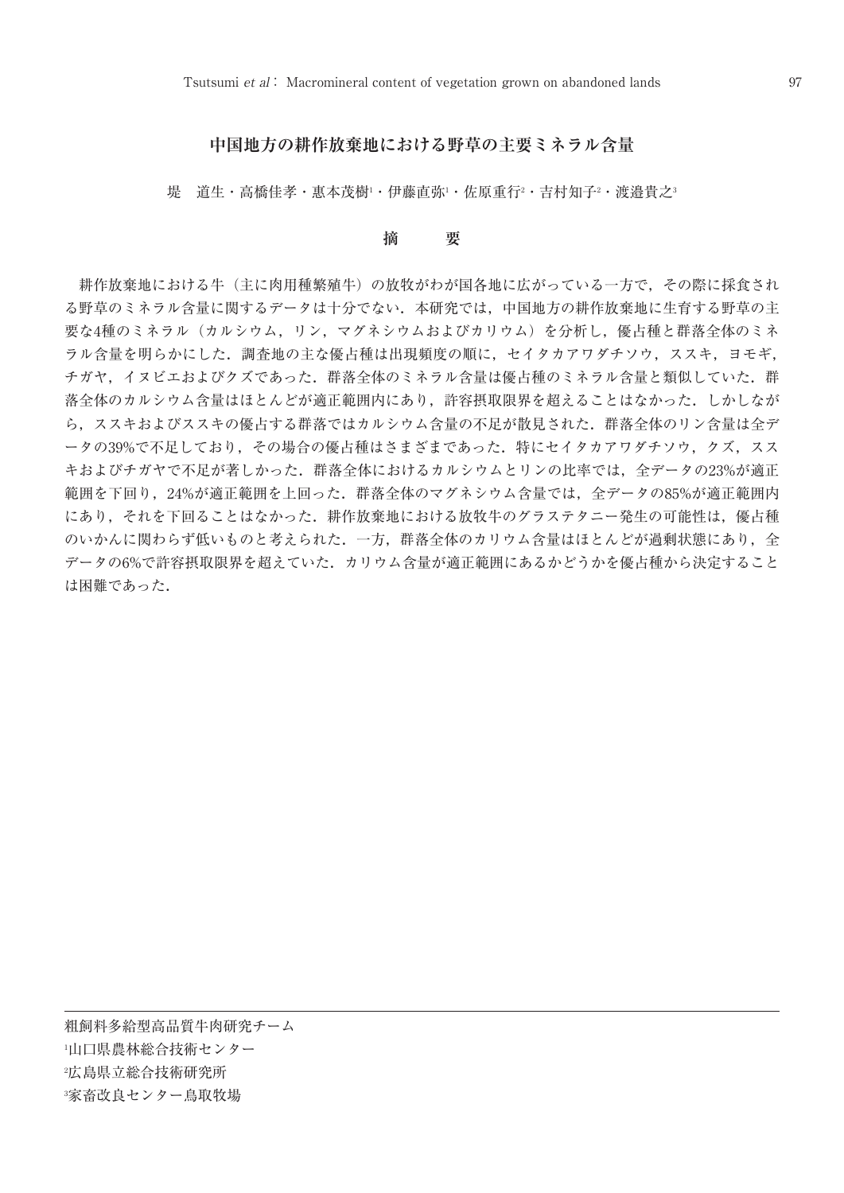# 中国地方の耕作放棄地における野草の主要ミネラル含量

堤　道生・高橋佳孝・惠本茂樹[1]・伊藤直弥[1]・佐原重行[2]・吉村知子[2]・渡邉貴之[3]

## 摘　　要

耕作放棄地における牛（主に肉用種繁殖牛）の放牧がわが国各地に広がっている一方で，その際に採食される野草のミネラル含量に関するデータは十分でない．本研究では，中国地方の耕作放棄地に生育する野草の主要な4種のミネラル（カルシウム，リン，マグネシウムおよびカリウム）を分析し，優占種と群落全体のミネラル含量を明らかにした．調査地の主な優占種は出現頻度の順に，セイタカアワダチソウ，ススキ，ヨモギ，チガヤ，イヌビエおよびクズであった．群落全体のミネラル含量は優占種のミネラル含量と類似していた．群落全体のカルシウム含量はほとんどが適正範囲内にあり，許容摂取限界を超えることはなかった．しかしながら，ススキおよびススキの優占する群落ではカルシウム含量の不足が散見された．群落全体のリン含量は全データの39%で不足しており，その場合の優占種はさまざまであった．特にセイタカアワダチソウ，クズ，ススキおよびチガヤで不足が著しかった．群落全体におけるカルシウムとリンの比率では，全データの23%が適正範囲を下回り，24%が適正範囲を上回った．群落全体のマグネシウム含量では，全データの85%が適正範囲内にあり，それを下回ることはなかった．耕作放棄地における放牧牛のグラステタニー発生の可能性は，優占種のいかんに関わらず低いものと考えられた．一方，群落全体のカリウム含量はほとんどが過剰状態にあり，全データの6%で許容摂取限界を超えていた．カリウム含量が適正範囲にあるかどうかを優占種から決定することは困難であった．

---

粗飼料多給型高品質牛肉研究チーム

[1]山口県農林総合技術センター

[2]広島県立総合技術研究所

[3]家畜改良センター鳥取牧場